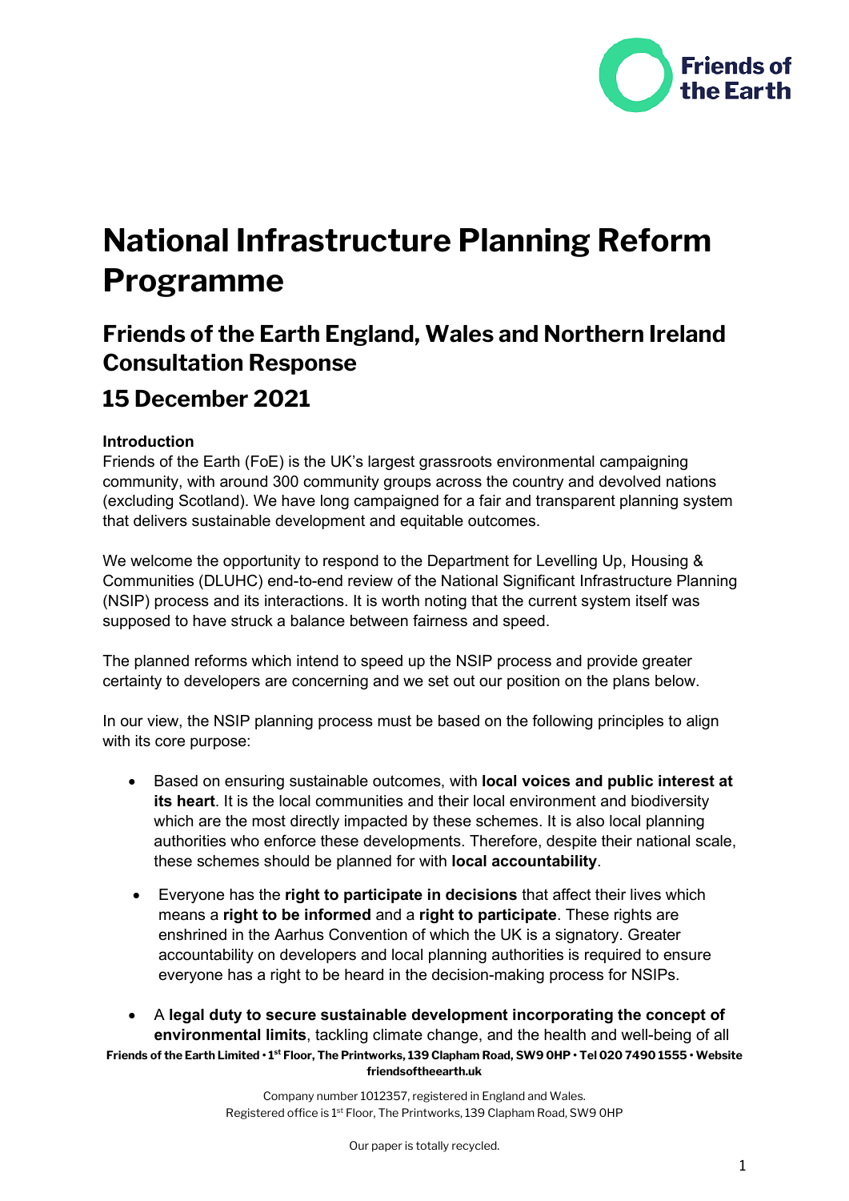# National Infrastructure Planning Reform Programme

## Friends of the Earth England, Wales and Northern Ireland Consultation Response

## 15 December 2021

**Introduction**

Friends of the Earth (FoE) is the UK's largest grassroots environmental campaigning community, with around 300 community groups across the country and devolved nations (excluding Scotland). We have long campaigned for a fair and transparent planning system that delivers sustainable development and equitable outcomes.

We welcome the opportunity to respond to the Department for Levelling Up, Housing & Communities (DLUHC) end-to-end review of the National Significant Infrastructure Planning (NSIP) process and its interactions. It is worth noting that the current system itself was supposed to have struck a balance between fairness and speed.

The planned reforms which intend to speed up the NSIP process and provide greater certainty to developers are concerning and we set out our position on the plans below.

In our view, the NSIP planning process must be based on the following principles to align with its core purpose:

- Based on ensuring sustainable outcomes, with **local voices and public interest at its heart**. It is the local communities and their local environment and biodiversity which are the most directly impacted by these schemes. It is also local planning authorities who enforce these developments. Therefore, despite their national scale, these schemes should be planned for with **local accountability**.
- Everyone has the **right to participate in decisions** that affect their lives which means a **right to be informed** and a **right to participate**. These rights are enshrined in the Aarhus Convention of which the UK is a signatory. Greater accountability on developers and local planning authorities is required to ensure everyone has a right to be heard in the decision-making process for NSIPs.
- A **legal duty to secure sustainable development incorporating the concept of environmental limits**, tackling climate change, and the health and well-being of all

**Friends of the Earth Limited • 1st Floor, The Printworks, 139 Clapham Road, SW9 0HP • Tel 020 7490 1555 • Website friendsoftheearth.uk**

Company number 1012357, registered in England and Wales.
Registered office is 1st Floor, The Printworks, 139 Clapham Road, SW9 0HP

Our paper is totally recycled.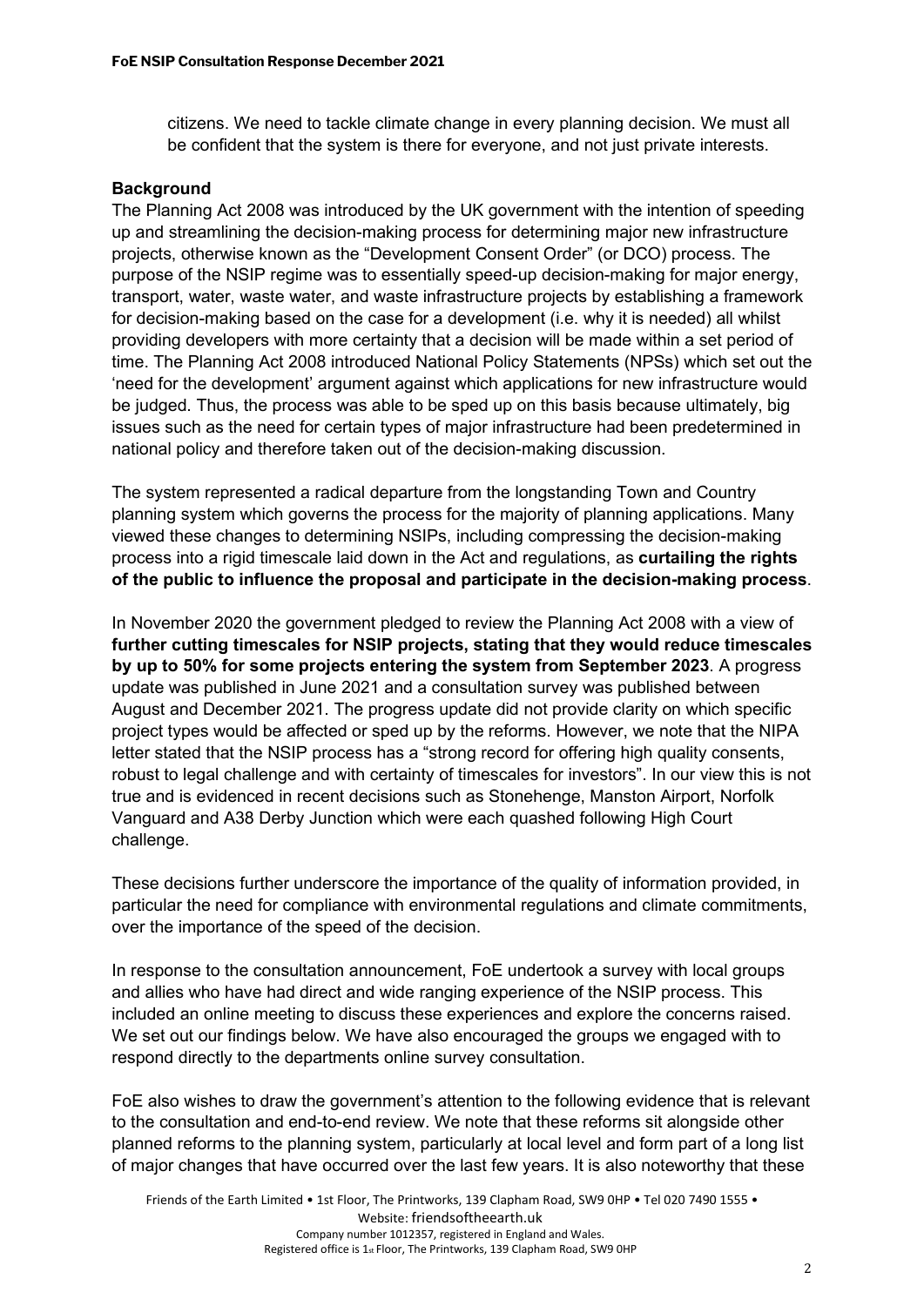citizens. We need to tackle climate change in every planning decision. We must all be confident that the system is there for everyone, and not just private interests.

**Background**

The Planning Act 2008 was introduced by the UK government with the intention of speeding up and streamlining the decision-making process for determining major new infrastructure projects, otherwise known as the "Development Consent Order" (or DCO) process. The purpose of the NSIP regime was to essentially speed-up decision-making for major energy, transport, water, waste water, and waste infrastructure projects by establishing a framework for decision-making based on the case for a development (i.e. why it is needed) all whilst providing developers with more certainty that a decision will be made within a set period of time. The Planning Act 2008 introduced National Policy Statements (NPSs) which set out the 'need for the development' argument against which applications for new infrastructure would be judged. Thus, the process was able to be sped up on this basis because ultimately, big issues such as the need for certain types of major infrastructure had been predetermined in national policy and therefore taken out of the decision-making discussion.

The system represented a radical departure from the longstanding Town and Country planning system which governs the process for the majority of planning applications. Many viewed these changes to determining NSIPs, including compressing the decision-making process into a rigid timescale laid down in the Act and regulations, as **curtailing the rights of the public to influence the proposal and participate in the decision-making process**.

In November 2020 the government pledged to review the Planning Act 2008 with a view of **further cutting timescales for NSIP projects, stating that they would reduce timescales by up to 50% for some projects entering the system from September 2023**. A progress update was published in June 2021 and a consultation survey was published between August and December 2021. The progress update did not provide clarity on which specific project types would be affected or sped up by the reforms. However, we note that the NIPA letter stated that the NSIP process has a "strong record for offering high quality consents, robust to legal challenge and with certainty of timescales for investors". In our view this is not true and is evidenced in recent decisions such as Stonehenge, Manston Airport, Norfolk Vanguard and A38 Derby Junction which were each quashed following High Court challenge.

These decisions further underscore the importance of the quality of information provided, in particular the need for compliance with environmental regulations and climate commitments, over the importance of the speed of the decision.

In response to the consultation announcement, FoE undertook a survey with local groups and allies who have had direct and wide ranging experience of the NSIP process. This included an online meeting to discuss these experiences and explore the concerns raised. We set out our findings below. We have also encouraged the groups we engaged with to respond directly to the departments online survey consultation.

FoE also wishes to draw the government's attention to the following evidence that is relevant to the consultation and end-to-end review. We note that these reforms sit alongside other planned reforms to the planning system, particularly at local level and form part of a long list of major changes that have occurred over the last few years. It is also noteworthy that these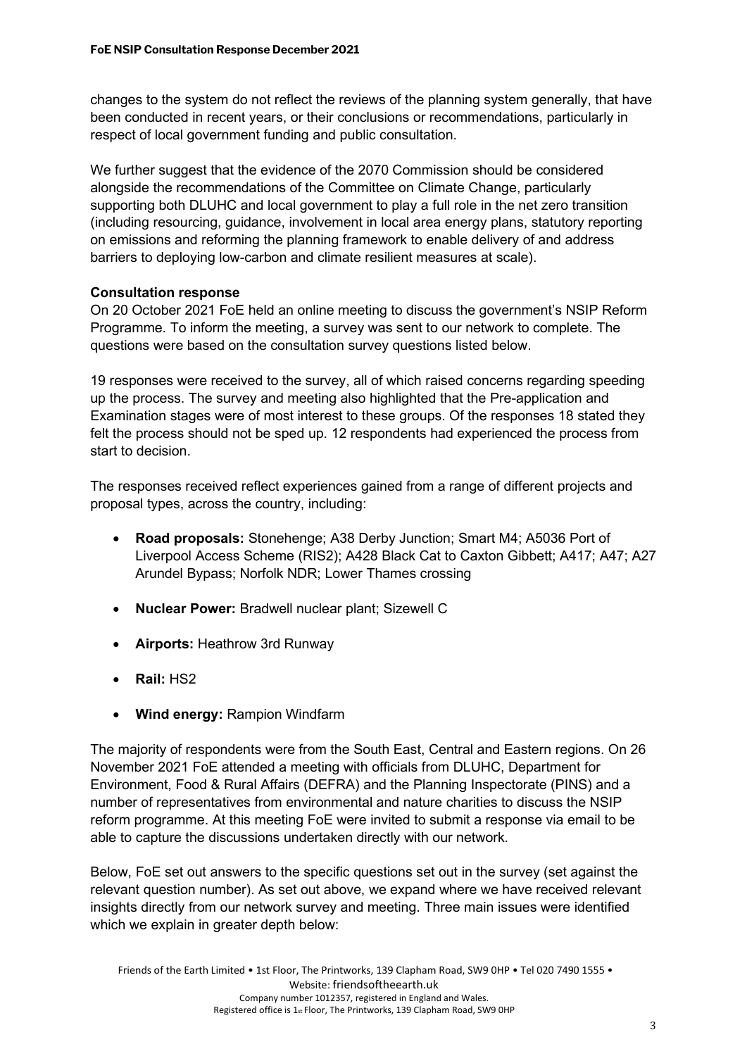changes to the system do not reflect the reviews of the planning system generally, that have been conducted in recent years, or their conclusions or recommendations, particularly in respect of local government funding and public consultation.

We further suggest that the evidence of the 2070 Commission should be considered alongside the recommendations of the Committee on Climate Change, particularly supporting both DLUHC and local government to play a full role in the net zero transition (including resourcing, guidance, involvement in local area energy plans, statutory reporting on emissions and reforming the planning framework to enable delivery of and address barriers to deploying low-carbon and climate resilient measures at scale).

**Consultation response**

On 20 October 2021 FoE held an online meeting to discuss the government's NSIP Reform Programme. To inform the meeting, a survey was sent to our network to complete. The questions were based on the consultation survey questions listed below.

19 responses were received to the survey, all of which raised concerns regarding speeding up the process. The survey and meeting also highlighted that the Pre-application and Examination stages were of most interest to these groups. Of the responses 18 stated they felt the process should not be sped up. 12 respondents had experienced the process from start to decision.

The responses received reflect experiences gained from a range of different projects and proposal types, across the country, including:

- **Road proposals:** Stonehenge; A38 Derby Junction; Smart M4; A5036 Port of Liverpool Access Scheme (RIS2); A428 Black Cat to Caxton Gibbett; A417; A47; A27 Arundel Bypass; Norfolk NDR; Lower Thames crossing
- **Nuclear Power:** Bradwell nuclear plant; Sizewell C
- **Airports:** Heathrow 3rd Runway
- **Rail:** HS2
- **Wind energy:** Rampion Windfarm

The majority of respondents were from the South East, Central and Eastern regions. On 26 November 2021 FoE attended a meeting with officials from DLUHC, Department for Environment, Food & Rural Affairs (DEFRA) and the Planning Inspectorate (PINS) and a number of representatives from environmental and nature charities to discuss the NSIP reform programme. At this meeting FoE were invited to submit a response via email to be able to capture the discussions undertaken directly with our network.

Below, FoE set out answers to the specific questions set out in the survey (set against the relevant question number). As set out above, we expand where we have received relevant insights directly from our network survey and meeting. Three main issues were identified which we explain in greater depth below: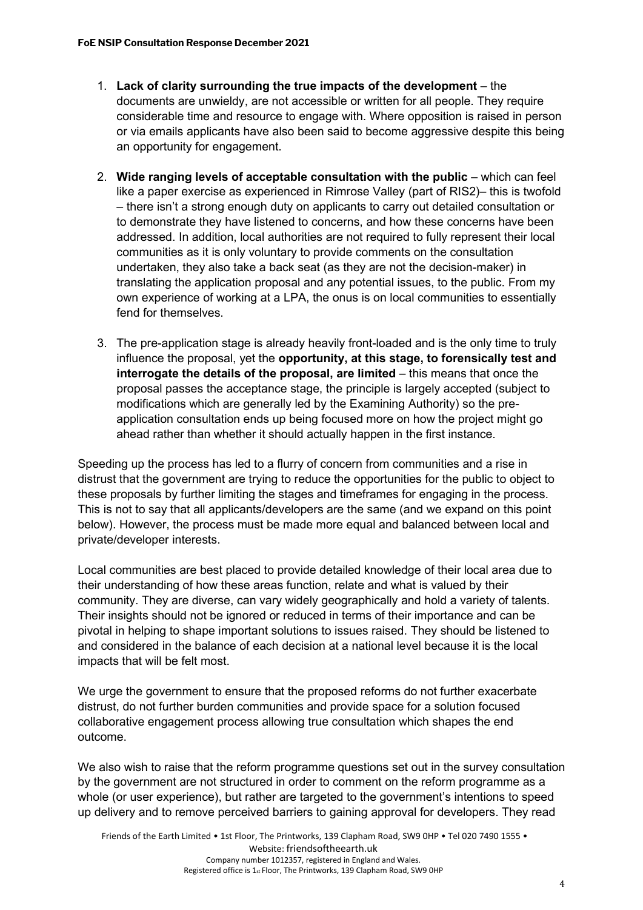1. **Lack of clarity surrounding the true impacts of the development** – the documents are unwieldy, are not accessible or written for all people. They require considerable time and resource to engage with. Where opposition is raised in person or via emails applicants have also been said to become aggressive despite this being an opportunity for engagement.

2. **Wide ranging levels of acceptable consultation with the public** – which can feel like a paper exercise as experienced in Rimrose Valley (part of RIS2)– this is twofold – there isn't a strong enough duty on applicants to carry out detailed consultation or to demonstrate they have listened to concerns, and how these concerns have been addressed. In addition, local authorities are not required to fully represent their local communities as it is only voluntary to provide comments on the consultation undertaken, they also take a back seat (as they are not the decision-maker) in translating the application proposal and any potential issues, to the public. From my own experience of working at a LPA, the onus is on local communities to essentially fend for themselves.

3. The pre-application stage is already heavily front-loaded and is the only time to truly influence the proposal, yet the **opportunity, at this stage, to forensically test and interrogate the details of the proposal, are limited** – this means that once the proposal passes the acceptance stage, the principle is largely accepted (subject to modifications which are generally led by the Examining Authority) so the pre-application consultation ends up being focused more on how the project might go ahead rather than whether it should actually happen in the first instance.

Speeding up the process has led to a flurry of concern from communities and a rise in distrust that the government are trying to reduce the opportunities for the public to object to these proposals by further limiting the stages and timeframes for engaging in the process. This is not to say that all applicants/developers are the same (and we expand on this point below). However, the process must be made more equal and balanced between local and private/developer interests.

Local communities are best placed to provide detailed knowledge of their local area due to their understanding of how these areas function, relate and what is valued by their community. They are diverse, can vary widely geographically and hold a variety of talents. Their insights should not be ignored or reduced in terms of their importance and can be pivotal in helping to shape important solutions to issues raised. They should be listened to and considered in the balance of each decision at a national level because it is the local impacts that will be felt most.

We urge the government to ensure that the proposed reforms do not further exacerbate distrust, do not further burden communities and provide space for a solution focused collaborative engagement process allowing true consultation which shapes the end outcome.

We also wish to raise that the reform programme questions set out in the survey consultation by the government are not structured in order to comment on the reform programme as a whole (or user experience), but rather are targeted to the government's intentions to speed up delivery and to remove perceived barriers to gaining approval for developers. They read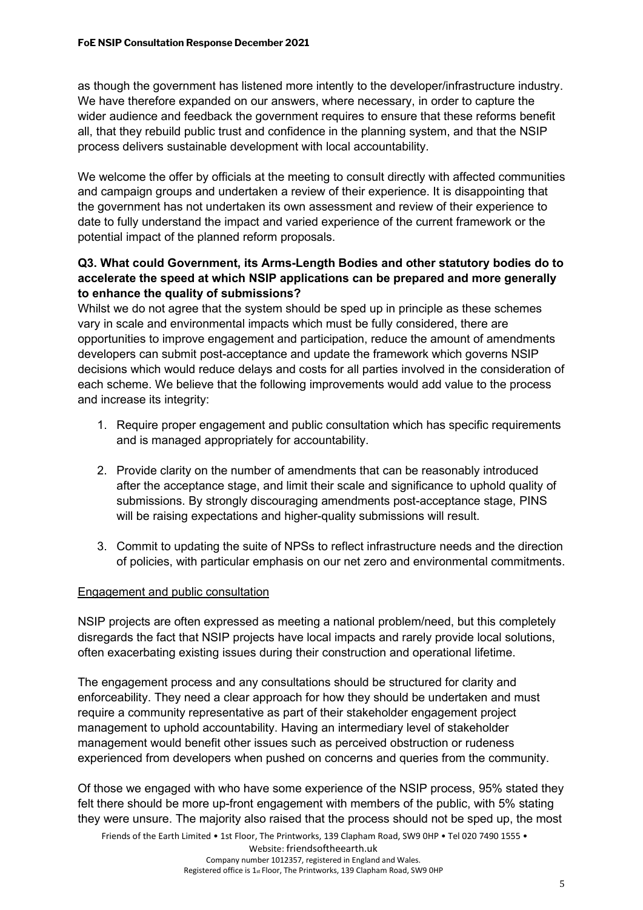as though the government has listened more intently to the developer/infrastructure industry. We have therefore expanded on our answers, where necessary, in order to capture the wider audience and feedback the government requires to ensure that these reforms benefit all, that they rebuild public trust and confidence in the planning system, and that the NSIP process delivers sustainable development with local accountability.

We welcome the offer by officials at the meeting to consult directly with affected communities and campaign groups and undertaken a review of their experience. It is disappointing that the government has not undertaken its own assessment and review of their experience to date to fully understand the impact and varied experience of the current framework or the potential impact of the planned reform proposals.

**Q3. What could Government, its Arms-Length Bodies and other statutory bodies do to accelerate the speed at which NSIP applications can be prepared and more generally to enhance the quality of submissions?**

Whilst we do not agree that the system should be sped up in principle as these schemes vary in scale and environmental impacts which must be fully considered, there are opportunities to improve engagement and participation, reduce the amount of amendments developers can submit post-acceptance and update the framework which governs NSIP decisions which would reduce delays and costs for all parties involved in the consideration of each scheme. We believe that the following improvements would add value to the process and increase its integrity:

1. Require proper engagement and public consultation which has specific requirements and is managed appropriately for accountability.
2. Provide clarity on the number of amendments that can be reasonably introduced after the acceptance stage, and limit their scale and significance to uphold quality of submissions. By strongly discouraging amendments post-acceptance stage, PINS will be raising expectations and higher-quality submissions will result.
3. Commit to updating the suite of NPSs to reflect infrastructure needs and the direction of policies, with particular emphasis on our net zero and environmental commitments.

Engagement and public consultation

NSIP projects are often expressed as meeting a national problem/need, but this completely disregards the fact that NSIP projects have local impacts and rarely provide local solutions, often exacerbating existing issues during their construction and operational lifetime.

The engagement process and any consultations should be structured for clarity and enforceability. They need a clear approach for how they should be undertaken and must require a community representative as part of their stakeholder engagement project management to uphold accountability. Having an intermediary level of stakeholder management would benefit other issues such as perceived obstruction or rudeness experienced from developers when pushed on concerns and queries from the community.

Of those we engaged with who have some experience of the NSIP process, 95% stated they felt there should be more up-front engagement with members of the public, with 5% stating they were unsure. The majority also raised that the process should not be sped up, the most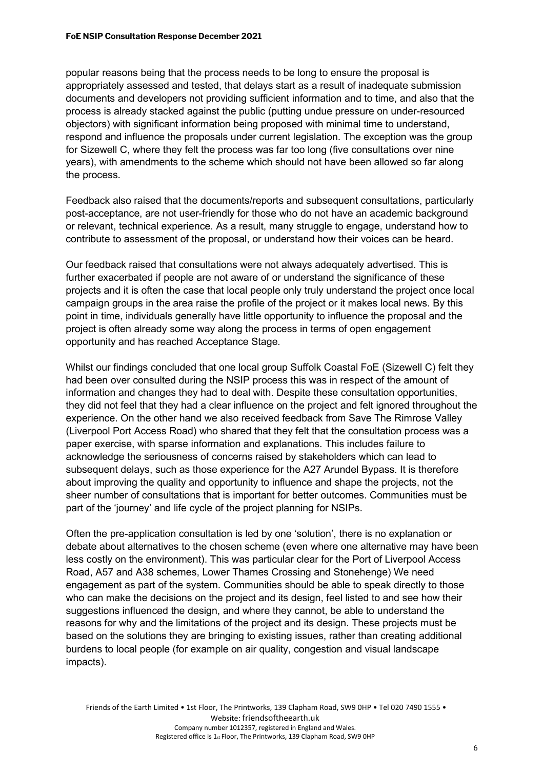popular reasons being that the process needs to be long to ensure the proposal is appropriately assessed and tested, that delays start as a result of inadequate submission documents and developers not providing sufficient information and to time, and also that the process is already stacked against the public (putting undue pressure on under-resourced objectors) with significant information being proposed with minimal time to understand, respond and influence the proposals under current legislation. The exception was the group for Sizewell C, where they felt the process was far too long (five consultations over nine years), with amendments to the scheme which should not have been allowed so far along the process.

Feedback also raised that the documents/reports and subsequent consultations, particularly post-acceptance, are not user-friendly for those who do not have an academic background or relevant, technical experience. As a result, many struggle to engage, understand how to contribute to assessment of the proposal, or understand how their voices can be heard.

Our feedback raised that consultations were not always adequately advertised. This is further exacerbated if people are not aware of or understand the significance of these projects and it is often the case that local people only truly understand the project once local campaign groups in the area raise the profile of the project or it makes local news. By this point in time, individuals generally have little opportunity to influence the proposal and the project is often already some way along the process in terms of open engagement opportunity and has reached Acceptance Stage.

Whilst our findings concluded that one local group Suffolk Coastal FoE (Sizewell C) felt they had been over consulted during the NSIP process this was in respect of the amount of information and changes they had to deal with. Despite these consultation opportunities, they did not feel that they had a clear influence on the project and felt ignored throughout the experience. On the other hand we also received feedback from Save The Rimrose Valley (Liverpool Port Access Road) who shared that they felt that the consultation process was a paper exercise, with sparse information and explanations. This includes failure to acknowledge the seriousness of concerns raised by stakeholders which can lead to subsequent delays, such as those experience for the A27 Arundel Bypass. It is therefore about improving the quality and opportunity to influence and shape the projects, not the sheer number of consultations that is important for better outcomes. Communities must be part of the 'journey' and life cycle of the project planning for NSIPs.

Often the pre-application consultation is led by one 'solution', there is no explanation or debate about alternatives to the chosen scheme (even where one alternative may have been less costly on the environment). This was particular clear for the Port of Liverpool Access Road, A57 and A38 schemes, Lower Thames Crossing and Stonehenge) We need engagement as part of the system. Communities should be able to speak directly to those who can make the decisions on the project and its design, feel listed to and see how their suggestions influenced the design, and where they cannot, be able to understand the reasons for why and the limitations of the project and its design. These projects must be based on the solutions they are bringing to existing issues, rather than creating additional burdens to local people (for example on air quality, congestion and visual landscape impacts).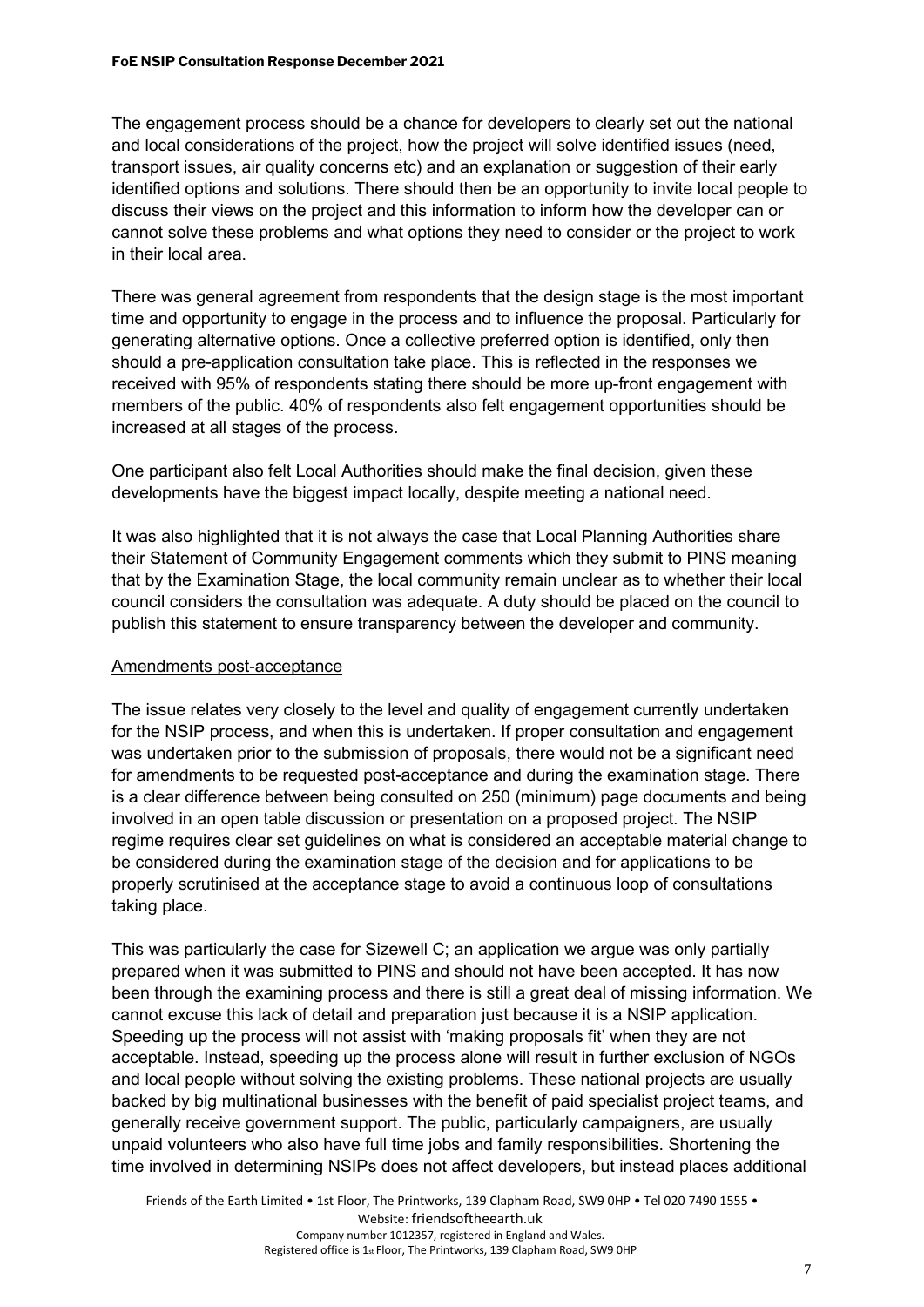The engagement process should be a chance for developers to clearly set out the national and local considerations of the project, how the project will solve identified issues (need, transport issues, air quality concerns etc) and an explanation or suggestion of their early identified options and solutions. There should then be an opportunity to invite local people to discuss their views on the project and this information to inform how the developer can or cannot solve these problems and what options they need to consider or the project to work in their local area.

There was general agreement from respondents that the design stage is the most important time and opportunity to engage in the process and to influence the proposal. Particularly for generating alternative options. Once a collective preferred option is identified, only then should a pre-application consultation take place. This is reflected in the responses we received with 95% of respondents stating there should be more up-front engagement with members of the public. 40% of respondents also felt engagement opportunities should be increased at all stages of the process.

One participant also felt Local Authorities should make the final decision, given these developments have the biggest impact locally, despite meeting a national need.

It was also highlighted that it is not always the case that Local Planning Authorities share their Statement of Community Engagement comments which they submit to PINS meaning that by the Examination Stage, the local community remain unclear as to whether their local council considers the consultation was adequate. A duty should be placed on the council to publish this statement to ensure transparency between the developer and community.

## Amendments post-acceptance

The issue relates very closely to the level and quality of engagement currently undertaken for the NSIP process, and when this is undertaken. If proper consultation and engagement was undertaken prior to the submission of proposals, there would not be a significant need for amendments to be requested post-acceptance and during the examination stage. There is a clear difference between being consulted on 250 (minimum) page documents and being involved in an open table discussion or presentation on a proposed project. The NSIP regime requires clear set guidelines on what is considered an acceptable material change to be considered during the examination stage of the decision and for applications to be properly scrutinised at the acceptance stage to avoid a continuous loop of consultations taking place.

This was particularly the case for Sizewell C; an application we argue was only partially prepared when it was submitted to PINS and should not have been accepted. It has now been through the examining process and there is still a great deal of missing information. We cannot excuse this lack of detail and preparation just because it is a NSIP application. Speeding up the process will not assist with 'making proposals fit' when they are not acceptable. Instead, speeding up the process alone will result in further exclusion of NGOs and local people without solving the existing problems. These national projects are usually backed by big multinational businesses with the benefit of paid specialist project teams, and generally receive government support. The public, particularly campaigners, are usually unpaid volunteers who also have full time jobs and family responsibilities. Shortening the time involved in determining NSIPs does not affect developers, but instead places additional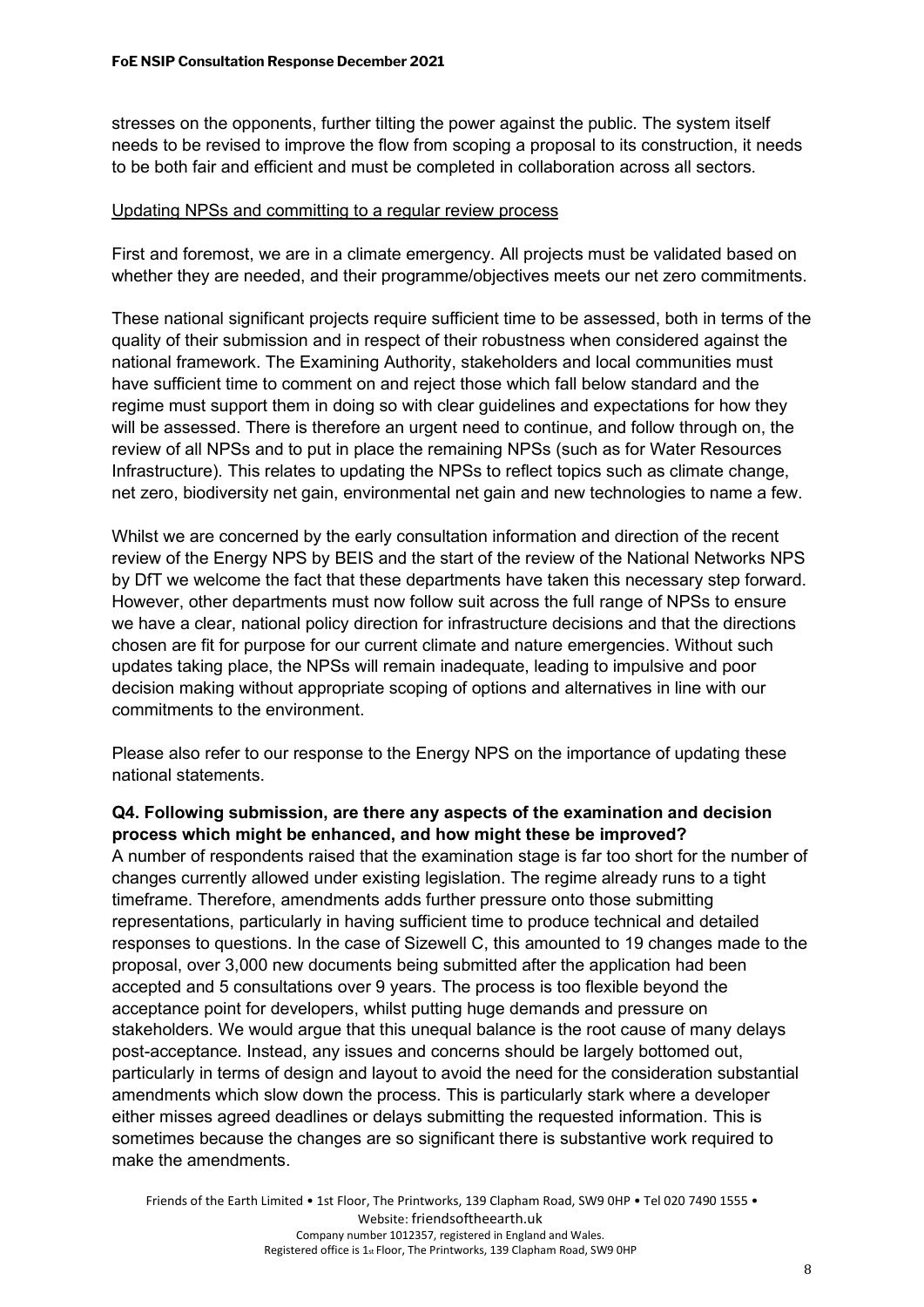stresses on the opponents, further tilting the power against the public. The system itself needs to be revised to improve the flow from scoping a proposal to its construction, it needs to be both fair and efficient and must be completed in collaboration across all sectors.

<u>Updating NPSs and committing to a regular review process</u>

First and foremost, we are in a climate emergency. All projects must be validated based on whether they are needed, and their programme/objectives meets our net zero commitments.

These national significant projects require sufficient time to be assessed, both in terms of the quality of their submission and in respect of their robustness when considered against the national framework. The Examining Authority, stakeholders and local communities must have sufficient time to comment on and reject those which fall below standard and the regime must support them in doing so with clear guidelines and expectations for how they will be assessed. There is therefore an urgent need to continue, and follow through on, the review of all NPSs and to put in place the remaining NPSs (such as for Water Resources Infrastructure). This relates to updating the NPSs to reflect topics such as climate change, net zero, biodiversity net gain, environmental net gain and new technologies to name a few.

Whilst we are concerned by the early consultation information and direction of the recent review of the Energy NPS by BEIS and the start of the review of the National Networks NPS by DfT we welcome the fact that these departments have taken this necessary step forward. However, other departments must now follow suit across the full range of NPSs to ensure we have a clear, national policy direction for infrastructure decisions and that the directions chosen are fit for purpose for our current climate and nature emergencies. Without such updates taking place, the NPSs will remain inadequate, leading to impulsive and poor decision making without appropriate scoping of options and alternatives in line with our commitments to the environment.

Please also refer to our response to the Energy NPS on the importance of updating these national statements.

**Q4. Following submission, are there any aspects of the examination and decision process which might be enhanced, and how might these be improved?**

A number of respondents raised that the examination stage is far too short for the number of changes currently allowed under existing legislation. The regime already runs to a tight timeframe. Therefore, amendments adds further pressure onto those submitting representations, particularly in having sufficient time to produce technical and detailed responses to questions. In the case of Sizewell C, this amounted to 19 changes made to the proposal, over 3,000 new documents being submitted after the application had been accepted and 5 consultations over 9 years. The process is too flexible beyond the acceptance point for developers, whilst putting huge demands and pressure on stakeholders. We would argue that this unequal balance is the root cause of many delays post-acceptance. Instead, any issues and concerns should be largely bottomed out, particularly in terms of design and layout to avoid the need for the consideration substantial amendments which slow down the process. This is particularly stark where a developer either misses agreed deadlines or delays submitting the requested information. This is sometimes because the changes are so significant there is substantive work required to make the amendments.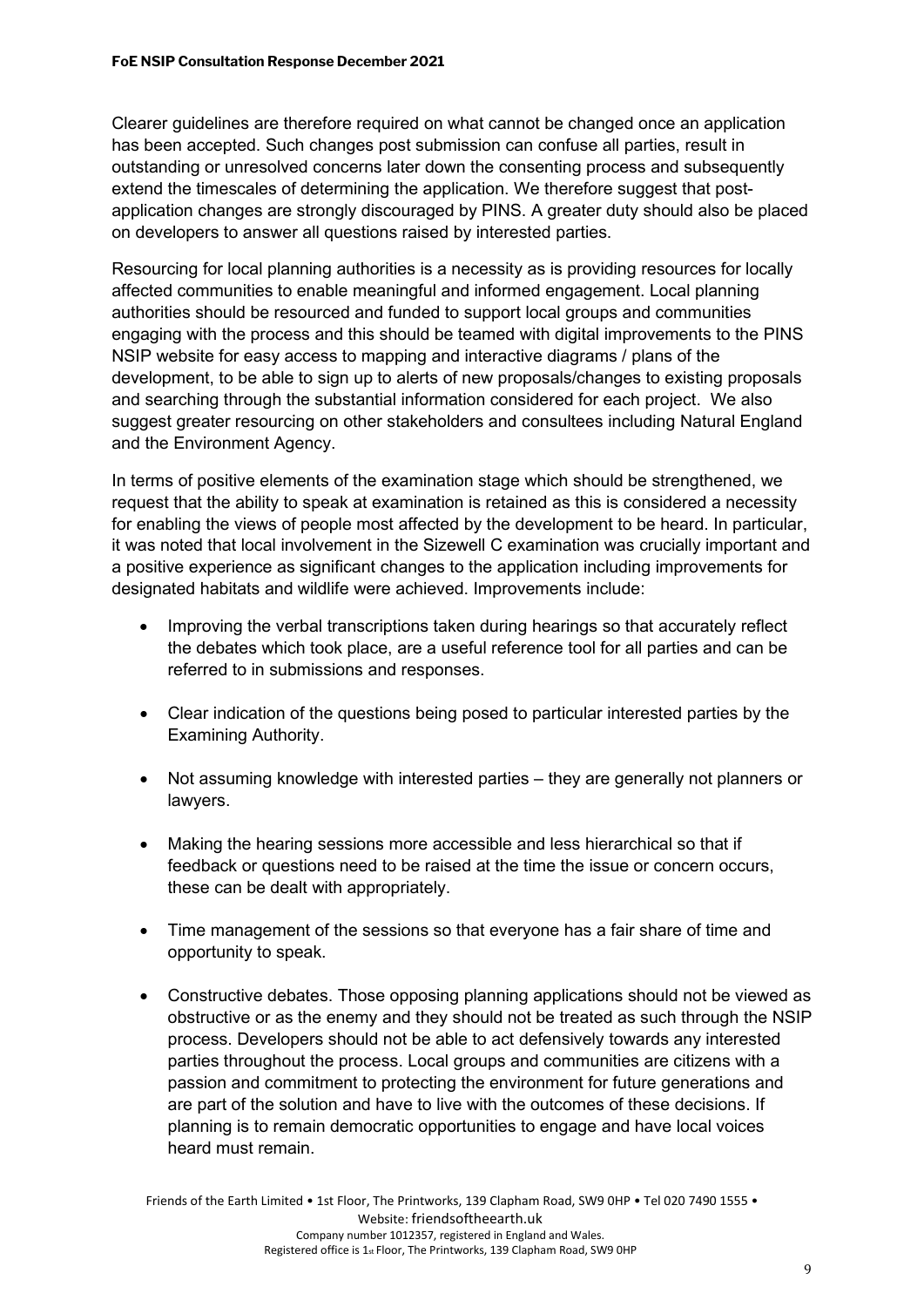Clearer guidelines are therefore required on what cannot be changed once an application has been accepted. Such changes post submission can confuse all parties, result in outstanding or unresolved concerns later down the consenting process and subsequently extend the timescales of determining the application. We therefore suggest that post-application changes are strongly discouraged by PINS. A greater duty should also be placed on developers to answer all questions raised by interested parties.

Resourcing for local planning authorities is a necessity as is providing resources for locally affected communities to enable meaningful and informed engagement. Local planning authorities should be resourced and funded to support local groups and communities engaging with the process and this should be teamed with digital improvements to the PINS NSIP website for easy access to mapping and interactive diagrams / plans of the development, to be able to sign up to alerts of new proposals/changes to existing proposals and searching through the substantial information considered for each project. We also suggest greater resourcing on other stakeholders and consultees including Natural England and the Environment Agency.

In terms of positive elements of the examination stage which should be strengthened, we request that the ability to speak at examination is retained as this is considered a necessity for enabling the views of people most affected by the development to be heard. In particular, it was noted that local involvement in the Sizewell C examination was crucially important and a positive experience as significant changes to the application including improvements for designated habitats and wildlife were achieved. Improvements include:

- Improving the verbal transcriptions taken during hearings so that accurately reflect the debates which took place, are a useful reference tool for all parties and can be referred to in submissions and responses.
- Clear indication of the questions being posed to particular interested parties by the Examining Authority.
- Not assuming knowledge with interested parties – they are generally not planners or lawyers.
- Making the hearing sessions more accessible and less hierarchical so that if feedback or questions need to be raised at the time the issue or concern occurs, these can be dealt with appropriately.
- Time management of the sessions so that everyone has a fair share of time and opportunity to speak.
- Constructive debates. Those opposing planning applications should not be viewed as obstructive or as the enemy and they should not be treated as such through the NSIP process. Developers should not be able to act defensively towards any interested parties throughout the process. Local groups and communities are citizens with a passion and commitment to protecting the environment for future generations and are part of the solution and have to live with the outcomes of these decisions. If planning is to remain democratic opportunities to engage and have local voices heard must remain.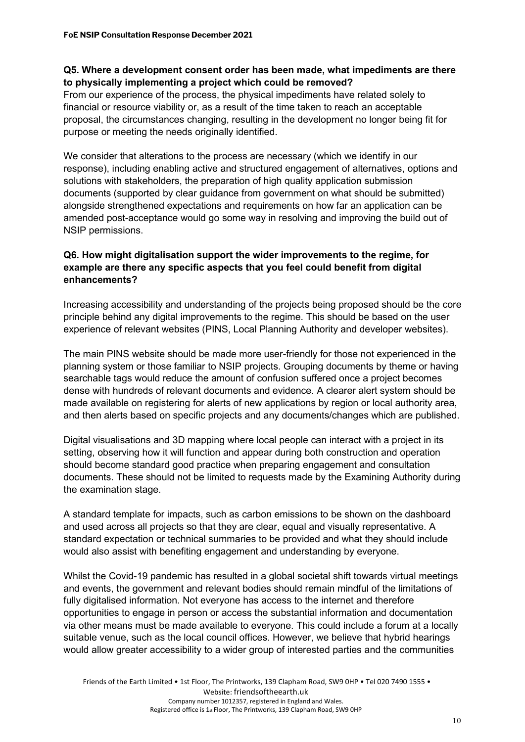**Q5. Where a development consent order has been made, what impediments are there to physically implementing a project which could be removed?**

From our experience of the process, the physical impediments have related solely to financial or resource viability or, as a result of the time taken to reach an acceptable proposal, the circumstances changing, resulting in the development no longer being fit for purpose or meeting the needs originally identified.

We consider that alterations to the process are necessary (which we identify in our response), including enabling active and structured engagement of alternatives, options and solutions with stakeholders, the preparation of high quality application submission documents (supported by clear guidance from government on what should be submitted) alongside strengthened expectations and requirements on how far an application can be amended post-acceptance would go some way in resolving and improving the build out of NSIP permissions.

**Q6. How might digitalisation support the wider improvements to the regime, for example are there any specific aspects that you feel could benefit from digital enhancements?**

Increasing accessibility and understanding of the projects being proposed should be the core principle behind any digital improvements to the regime. This should be based on the user experience of relevant websites (PINS, Local Planning Authority and developer websites).

The main PINS website should be made more user-friendly for those not experienced in the planning system or those familiar to NSIP projects. Grouping documents by theme or having searchable tags would reduce the amount of confusion suffered once a project becomes dense with hundreds of relevant documents and evidence. A clearer alert system should be made available on registering for alerts of new applications by region or local authority area, and then alerts based on specific projects and any documents/changes which are published.

Digital visualisations and 3D mapping where local people can interact with a project in its setting, observing how it will function and appear during both construction and operation should become standard good practice when preparing engagement and consultation documents. These should not be limited to requests made by the Examining Authority during the examination stage.

A standard template for impacts, such as carbon emissions to be shown on the dashboard and used across all projects so that they are clear, equal and visually representative. A standard expectation or technical summaries to be provided and what they should include would also assist with benefiting engagement and understanding by everyone.

Whilst the Covid-19 pandemic has resulted in a global societal shift towards virtual meetings and events, the government and relevant bodies should remain mindful of the limitations of fully digitalised information. Not everyone has access to the internet and therefore opportunities to engage in person or access the substantial information and documentation via other means must be made available to everyone. This could include a forum at a locally suitable venue, such as the local council offices. However, we believe that hybrid hearings would allow greater accessibility to a wider group of interested parties and the communities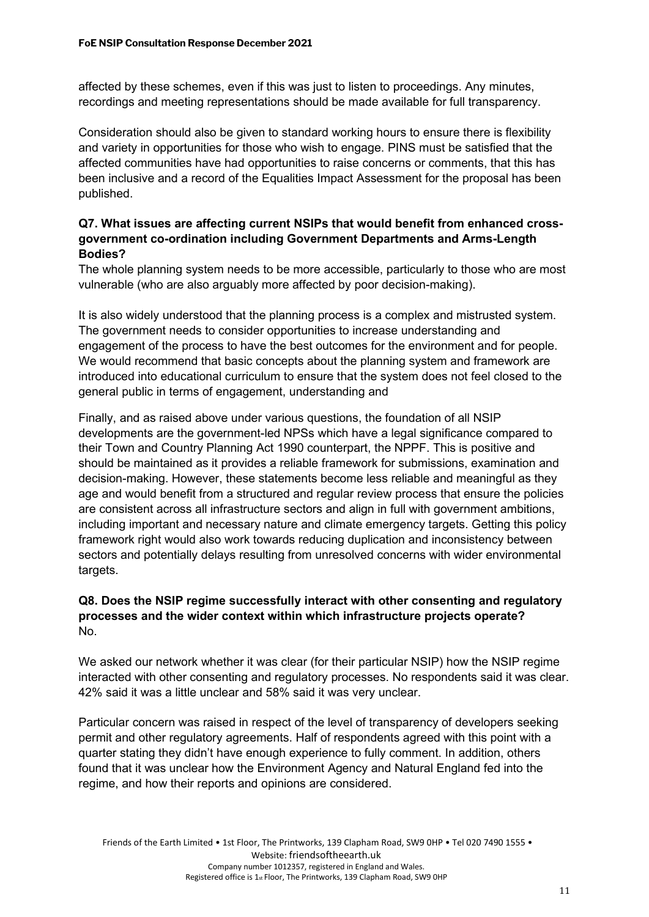affected by these schemes, even if this was just to listen to proceedings. Any minutes, recordings and meeting representations should be made available for full transparency.

Consideration should also be given to standard working hours to ensure there is flexibility and variety in opportunities for those who wish to engage. PINS must be satisfied that the affected communities have had opportunities to raise concerns or comments, that this has been inclusive and a record of the Equalities Impact Assessment for the proposal has been published.

**Q7. What issues are affecting current NSIPs that would benefit from enhanced cross-government co-ordination including Government Departments and Arms-Length Bodies?**

The whole planning system needs to be more accessible, particularly to those who are most vulnerable (who are also arguably more affected by poor decision-making).

It is also widely understood that the planning process is a complex and mistrusted system. The government needs to consider opportunities to increase understanding and engagement of the process to have the best outcomes for the environment and for people. We would recommend that basic concepts about the planning system and framework are introduced into educational curriculum to ensure that the system does not feel closed to the general public in terms of engagement, understanding and

Finally, and as raised above under various questions, the foundation of all NSIP developments are the government-led NPSs which have a legal significance compared to their Town and Country Planning Act 1990 counterpart, the NPPF. This is positive and should be maintained as it provides a reliable framework for submissions, examination and decision-making. However, these statements become less reliable and meaningful as they age and would benefit from a structured and regular review process that ensure the policies are consistent across all infrastructure sectors and align in full with government ambitions, including important and necessary nature and climate emergency targets. Getting this policy framework right would also work towards reducing duplication and inconsistency between sectors and potentially delays resulting from unresolved concerns with wider environmental targets.

**Q8. Does the NSIP regime successfully interact with other consenting and regulatory processes and the wider context within which infrastructure projects operate?**

No.

We asked our network whether it was clear (for their particular NSIP) how the NSIP regime interacted with other consenting and regulatory processes. No respondents said it was clear. 42% said it was a little unclear and 58% said it was very unclear.

Particular concern was raised in respect of the level of transparency of developers seeking permit and other regulatory agreements. Half of respondents agreed with this point with a quarter stating they didn't have enough experience to fully comment. In addition, others found that it was unclear how the Environment Agency and Natural England fed into the regime, and how their reports and opinions are considered.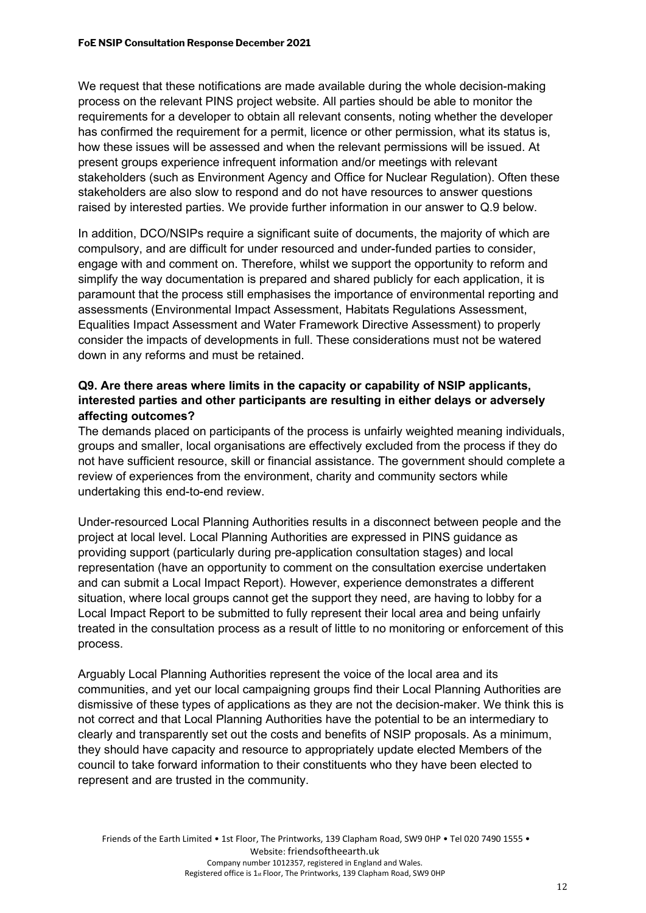We request that these notifications are made available during the whole decision-making process on the relevant PINS project website. All parties should be able to monitor the requirements for a developer to obtain all relevant consents, noting whether the developer has confirmed the requirement for a permit, licence or other permission, what its status is, how these issues will be assessed and when the relevant permissions will be issued. At present groups experience infrequent information and/or meetings with relevant stakeholders (such as Environment Agency and Office for Nuclear Regulation). Often these stakeholders are also slow to respond and do not have resources to answer questions raised by interested parties. We provide further information in our answer to Q.9 below.

In addition, DCO/NSIPs require a significant suite of documents, the majority of which are compulsory, and are difficult for under resourced and under-funded parties to consider, engage with and comment on. Therefore, whilst we support the opportunity to reform and simplify the way documentation is prepared and shared publicly for each application, it is paramount that the process still emphasises the importance of environmental reporting and assessments (Environmental Impact Assessment, Habitats Regulations Assessment, Equalities Impact Assessment and Water Framework Directive Assessment) to properly consider the impacts of developments in full. These considerations must not be watered down in any reforms and must be retained.

**Q9. Are there areas where limits in the capacity or capability of NSIP applicants, interested parties and other participants are resulting in either delays or adversely affecting outcomes?**

The demands placed on participants of the process is unfairly weighted meaning individuals, groups and smaller, local organisations are effectively excluded from the process if they do not have sufficient resource, skill or financial assistance. The government should complete a review of experiences from the environment, charity and community sectors while undertaking this end-to-end review.

Under-resourced Local Planning Authorities results in a disconnect between people and the project at local level. Local Planning Authorities are expressed in PINS guidance as providing support (particularly during pre-application consultation stages) and local representation (have an opportunity to comment on the consultation exercise undertaken and can submit a Local Impact Report). However, experience demonstrates a different situation, where local groups cannot get the support they need, are having to lobby for a Local Impact Report to be submitted to fully represent their local area and being unfairly treated in the consultation process as a result of little to no monitoring or enforcement of this process.

Arguably Local Planning Authorities represent the voice of the local area and its communities, and yet our local campaigning groups find their Local Planning Authorities are dismissive of these types of applications as they are not the decision-maker. We think this is not correct and that Local Planning Authorities have the potential to be an intermediary to clearly and transparently set out the costs and benefits of NSIP proposals. As a minimum, they should have capacity and resource to appropriately update elected Members of the council to take forward information to their constituents who they have been elected to represent and are trusted in the community.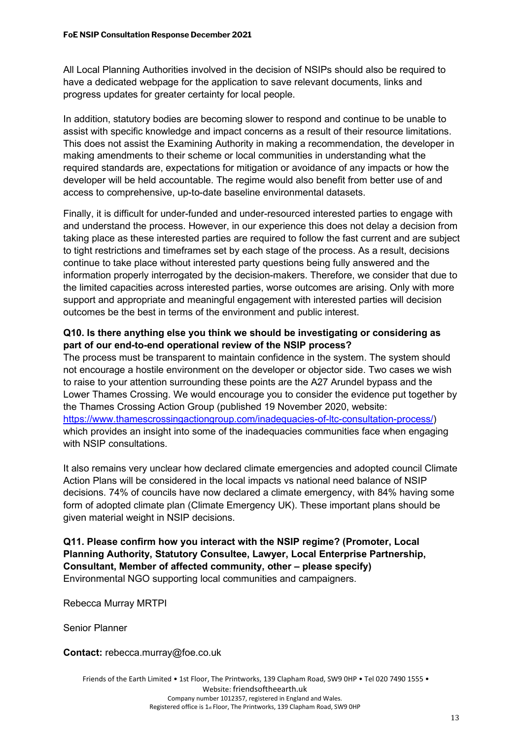All Local Planning Authorities involved in the decision of NSIPs should also be required to have a dedicated webpage for the application to save relevant documents, links and progress updates for greater certainty for local people.

In addition, statutory bodies are becoming slower to respond and continue to be unable to assist with specific knowledge and impact concerns as a result of their resource limitations. This does not assist the Examining Authority in making a recommendation, the developer in making amendments to their scheme or local communities in understanding what the required standards are, expectations for mitigation or avoidance of any impacts or how the developer will be held accountable. The regime would also benefit from better use of and access to comprehensive, up-to-date baseline environmental datasets.

Finally, it is difficult for under-funded and under-resourced interested parties to engage with and understand the process. However, in our experience this does not delay a decision from taking place as these interested parties are required to follow the fast current and are subject to tight restrictions and timeframes set by each stage of the process. As a result, decisions continue to take place without interested party questions being fully answered and the information properly interrogated by the decision-makers. Therefore, we consider that due to the limited capacities across interested parties, worse outcomes are arising. Only with more support and appropriate and meaningful engagement with interested parties will decision outcomes be the best in terms of the environment and public interest.

**Q10. Is there anything else you think we should be investigating or considering as part of our end-to-end operational review of the NSIP process?**

The process must be transparent to maintain confidence in the system. The system should not encourage a hostile environment on the developer or objector side. Two cases we wish to raise to your attention surrounding these points are the A27 Arundel bypass and the Lower Thames Crossing. We would encourage you to consider the evidence put together by the Thames Crossing Action Group (published 19 November 2020, website: [https://www.thamescrossingactiongroup.com/inadequacies-of-ltc-consultation-process/](https://www.thamescrossingactiongroup.com/inadequacies-of-ltc-consultation-process/)) which provides an insight into some of the inadequacies communities face when engaging with NSIP consultations.

It also remains very unclear how declared climate emergencies and adopted council Climate Action Plans will be considered in the local impacts vs national need balance of NSIP decisions. 74% of councils have now declared a climate emergency, with 84% having some form of adopted climate plan (Climate Emergency UK). These important plans should be given material weight in NSIP decisions.

**Q11. Please confirm how you interact with the NSIP regime? (Promoter, Local Planning Authority, Statutory Consultee, Lawyer, Local Enterprise Partnership, Consultant, Member of affected community, other – please specify)**

Environmental NGO supporting local communities and campaigners.

Rebecca Murray MRTPI

Senior Planner

**Contact:** rebecca.murray@foe.co.uk

Friends of the Earth Limited • 1st Floor, The Printworks, 139 Clapham Road, SW9 0HP • Tel 020 7490 1555 • Website: friendsoftheearth.uk
Company number 1012357, registered in England and Wales.
Registered office is 1st Floor, The Printworks, 139 Clapham Road, SW9 0HP